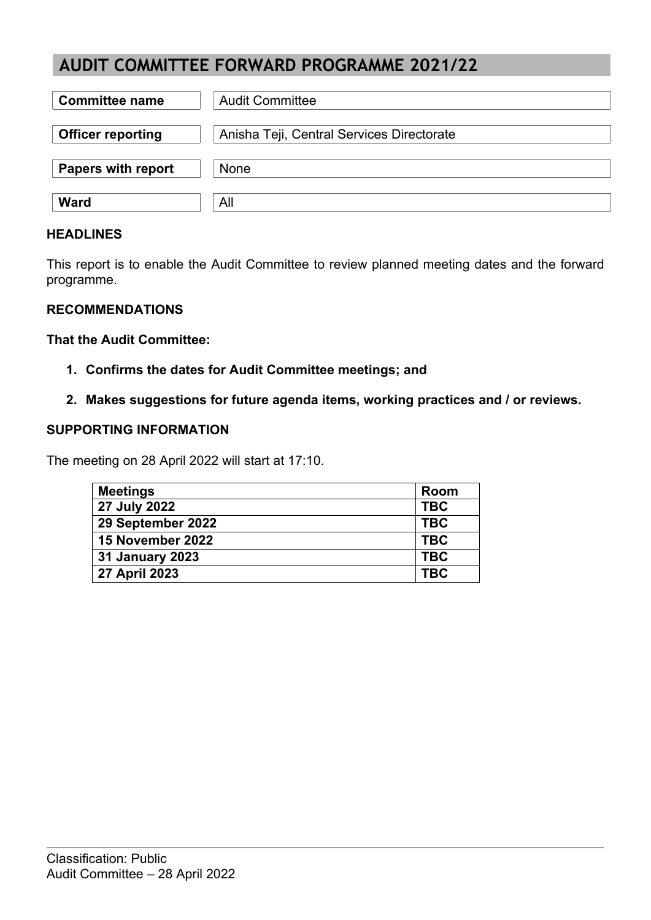# AUDIT COMMITTEE FORWARD PROGRAMME 2021/22

| | |
|---|---|
| **Committee name** | Audit Committee |
| **Officer reporting** | Anisha Teji, Central Services Directorate |
| **Papers with report** | None |
| **Ward** | All |

### HEADLINES

This report is to enable the Audit Committee to review planned meeting dates and the forward programme.

### RECOMMENDATIONS

**That the Audit Committee:**

1. **Confirms the dates for Audit Committee meetings; and**
2. **Makes suggestions for future agenda items, working practices and / or reviews.**

### SUPPORTING INFORMATION

The meeting on 28 April 2022 will start at 17:10.

| Meetings | Room |
|---|---|
| **27 July 2022** | **TBC** |
| **29 September 2022** | **TBC** |
| **15 November 2022** | **TBC** |
| **31 January 2023** | **TBC** |
| **27 April 2023** | **TBC** |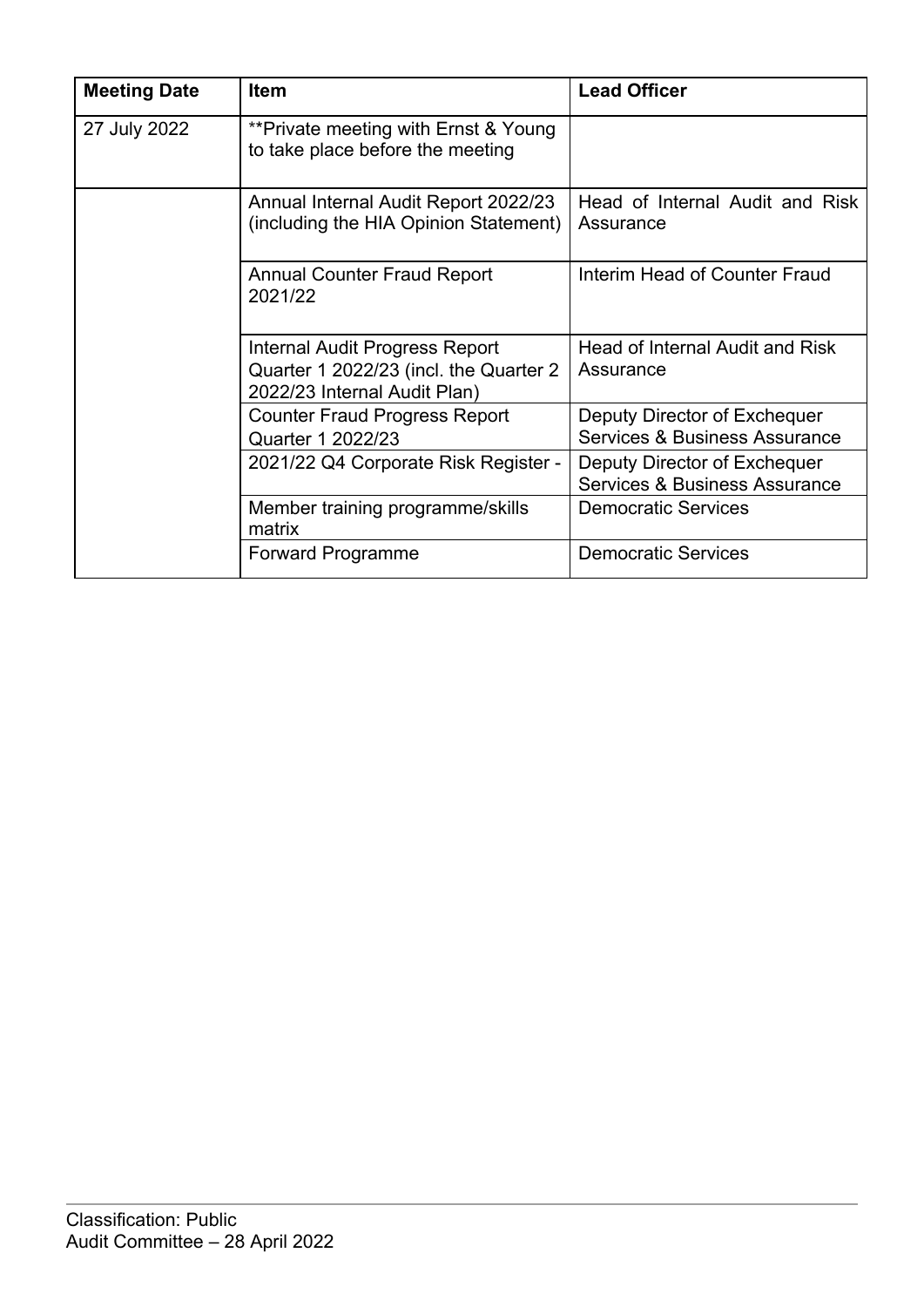| Meeting Date | Item | Lead Officer |
|---|---|---|
| 27 July 2022 | **Private meeting with Ernst & Young to take place before the meeting | |
| | Annual Internal Audit Report 2022/23 (including the HIA Opinion Statement) | Head of Internal Audit and Risk Assurance |
| | Annual Counter Fraud Report 2021/22 | Interim Head of Counter Fraud |
| | Internal Audit Progress Report Quarter 1 2022/23 (incl. the Quarter 2 2022/23 Internal Audit Plan) | Head of Internal Audit and Risk Assurance |
| | Counter Fraud Progress Report Quarter 1 2022/23 | Deputy Director of Exchequer Services & Business Assurance |
| | 2021/22 Q4 Corporate Risk Register - | Deputy Director of Exchequer Services & Business Assurance |
| | Member training programme/skills matrix | Democratic Services |
| | Forward Programme | Democratic Services |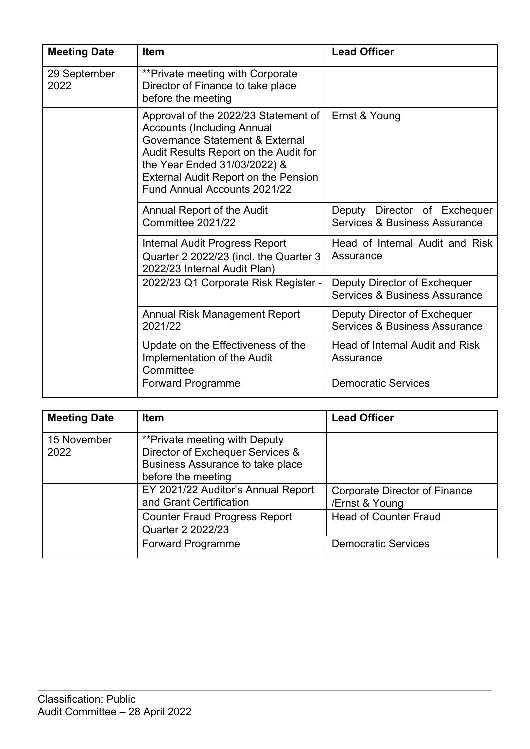| Meeting Date | Item | Lead Officer |
|---|---|---|
| 29 September 2022 | **Private meeting with Corporate Director of Finance to take place before the meeting | |
| | Approval of the 2022/23 Statement of Accounts (Including Annual Governance Statement & External Audit Results Report on the Audit for the Year Ended 31/03/2022) & External Audit Report on the Pension Fund Annual Accounts 2021/22 | Ernst & Young |
| | Annual Report of the Audit Committee 2021/22 | Deputy Director of Exchequer Services & Business Assurance |
| | Internal Audit Progress Report Quarter 2 2022/23 (incl. the Quarter 3 2022/23 Internal Audit Plan) | Head of Internal Audit and Risk Assurance |
| | 2022/23 Q1 Corporate Risk Register - | Deputy Director of Exchequer Services & Business Assurance |
| | Annual Risk Management Report 2021/22 | Deputy Director of Exchequer Services & Business Assurance |
| | Update on the Effectiveness of the Implementation of the Audit Committee | Head of Internal Audit and Risk Assurance |
| | Forward Programme | Democratic Services |

| Meeting Date | Item | Lead Officer |
|---|---|---|
| 15 November 2022 | **Private meeting with Deputy Director of Exchequer Services & Business Assurance to take place before the meeting | |
| | EY 2021/22 Auditor's Annual Report and Grant Certification | Corporate Director of Finance /Ernst & Young |
| | Counter Fraud Progress Report Quarter 2 2022/23 | Head of Counter Fraud |
| | Forward Programme | Democratic Services |

Classification: Public
Audit Committee – 28 April 2022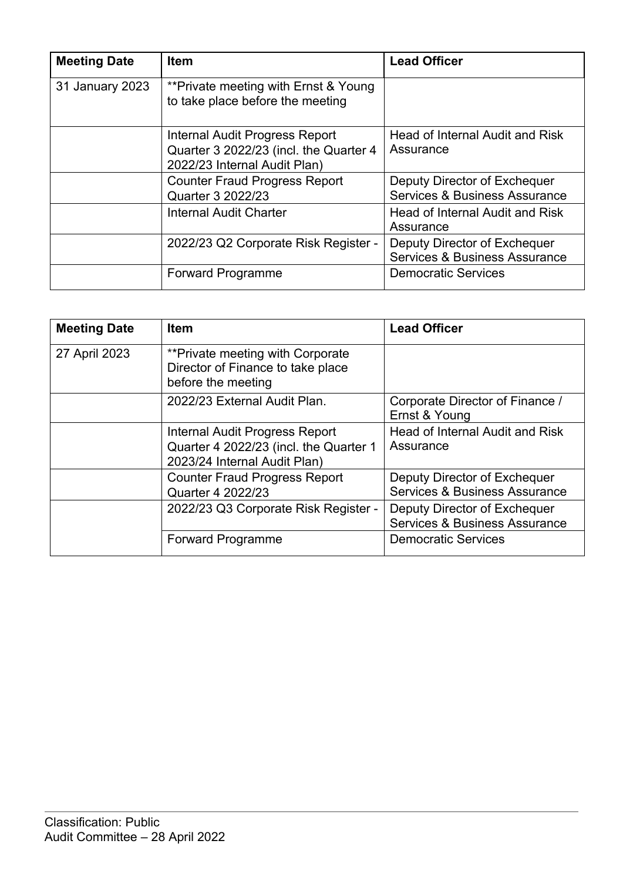| Meeting Date | Item | Lead Officer |
| --- | --- | --- |
| 31 January 2023 | **Private meeting with Ernst & Young to take place before the meeting | |
| | Internal Audit Progress Report Quarter 3 2022/23 (incl. the Quarter 4 2022/23 Internal Audit Plan) | Head of Internal Audit and Risk Assurance |
| | Counter Fraud Progress Report Quarter 3 2022/23 | Deputy Director of Exchequer Services & Business Assurance |
| | Internal Audit Charter | Head of Internal Audit and Risk Assurance |
| | 2022/23 Q2 Corporate Risk Register - | Deputy Director of Exchequer Services & Business Assurance |
| | Forward Programme | Democratic Services |

| Meeting Date | Item | Lead Officer |
| --- | --- | --- |
| 27 April 2023 | **Private meeting with Corporate Director of Finance to take place before the meeting | |
| | 2022/23 External Audit Plan. | Corporate Director of Finance / Ernst & Young |
| | Internal Audit Progress Report Quarter 4 2022/23 (incl. the Quarter 1 2023/24 Internal Audit Plan) | Head of Internal Audit and Risk Assurance |
| | Counter Fraud Progress Report Quarter 4 2022/23 | Deputy Director of Exchequer Services & Business Assurance |
| | 2022/23 Q3 Corporate Risk Register - | Deputy Director of Exchequer Services & Business Assurance |
| | Forward Programme | Democratic Services |